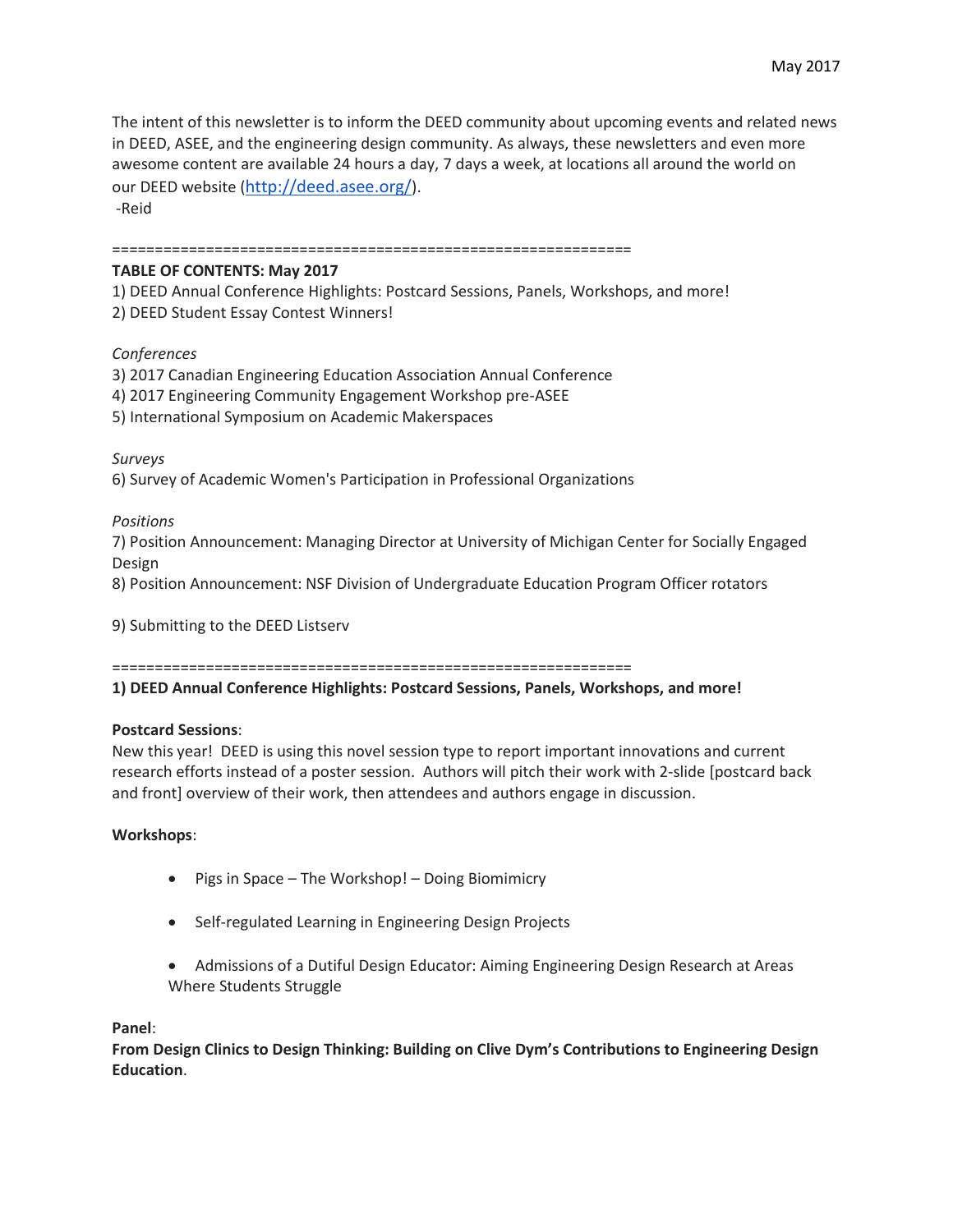May 2017

The intent of this newsletter is to inform the DEED community about upcoming events and related news in DEED, ASEE, and the engineering design community. As always, these newsletters and even more awesome content are available 24 hours a day, 7 days a week, at locations all around the world on our DEED website (http://deed.asee.org/).

-Reid

==============================================================

**TABLE OF CONTENTS: May 2017**

1) DEED Annual Conference Highlights: Postcard Sessions, Panels, Workshops, and more!
2) DEED Student Essay Contest Winners!

*Conferences*

3) 2017 Canadian Engineering Education Association Annual Conference
4) 2017 Engineering Community Engagement Workshop pre-ASEE
5) International Symposium on Academic Makerspaces

*Surveys*

6) Survey of Academic Women's Participation in Professional Organizations

*Positions*

7) Position Announcement: Managing Director at University of Michigan Center for Socially Engaged Design
8) Position Announcement: NSF Division of Undergraduate Education Program Officer rotators

9) Submitting to the DEED Listserv

==============================================================

**1) DEED Annual Conference Highlights: Postcard Sessions, Panels, Workshops, and more!**

**Postcard Sessions**:

New this year! DEED is using this novel session type to report important innovations and current research efforts instead of a poster session. Authors will pitch their work with 2-slide [postcard back and front] overview of their work, then attendees and authors engage in discussion.

**Workshops**:

- Pigs in Space – The Workshop! – Doing Biomimicry
- Self-regulated Learning in Engineering Design Projects
- Admissions of a Dutiful Design Educator: Aiming Engineering Design Research at Areas Where Students Struggle

**Panel**:

**From Design Clinics to Design Thinking: Building on Clive Dym's Contributions to Engineering Design Education**.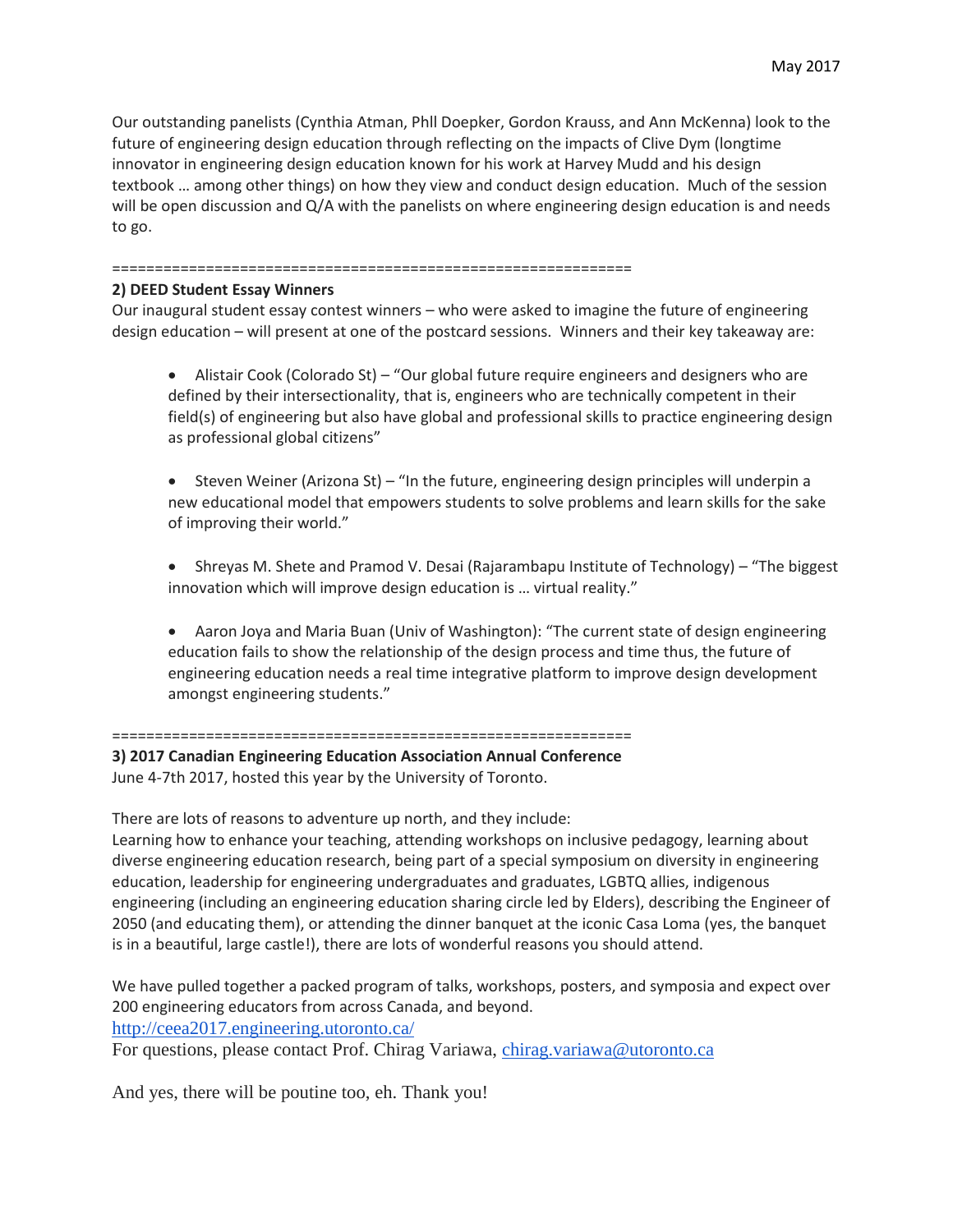Our outstanding panelists (Cynthia Atman, Phll Doepker, Gordon Krauss, and Ann McKenna) look to the future of engineering design education through reflecting on the impacts of Clive Dym (longtime innovator in engineering design education known for his work at Harvey Mudd and his design textbook … among other things) on how they view and conduct design education. Much of the session will be open discussion and Q/A with the panelists on where engineering design education is and needs to go.

============================================================

**2) DEED Student Essay Winners**

Our inaugural student essay contest winners – who were asked to imagine the future of engineering design education – will present at one of the postcard sessions. Winners and their key takeaway are:

- Alistair Cook (Colorado St) – "Our global future require engineers and designers who are defined by their intersectionality, that is, engineers who are technically competent in their field(s) of engineering but also have global and professional skills to practice engineering design as professional global citizens"
- Steven Weiner (Arizona St) – "In the future, engineering design principles will underpin a new educational model that empowers students to solve problems and learn skills for the sake of improving their world."
- Shreyas M. Shete and Pramod V. Desai (Rajarambapu Institute of Technology) – "The biggest innovation which will improve design education is … virtual reality."
- Aaron Joya and Maria Buan (Univ of Washington): "The current state of design engineering education fails to show the relationship of the design process and time thus, the future of engineering education needs a real time integrative platform to improve design development amongst engineering students."

============================================================

**3) 2017 Canadian Engineering Education Association Annual Conference**

June 4-7th 2017, hosted this year by the University of Toronto.

There are lots of reasons to adventure up north, and they include:
Learning how to enhance your teaching, attending workshops on inclusive pedagogy, learning about diverse engineering education research, being part of a special symposium on diversity in engineering education, leadership for engineering undergraduates and graduates, LGBTQ allies, indigenous engineering (including an engineering education sharing circle led by Elders), describing the Engineer of 2050 (and educating them), or attending the dinner banquet at the iconic Casa Loma (yes, the banquet is in a beautiful, large castle!), there are lots of wonderful reasons you should attend.

We have pulled together a packed program of talks, workshops, posters, and symposia and expect over 200 engineering educators from across Canada, and beyond.
http://ceea2017.engineering.utoronto.ca/
For questions, please contact Prof. Chirag Variawa, chirag.variawa@utoronto.ca

And yes, there will be poutine too, eh. Thank you!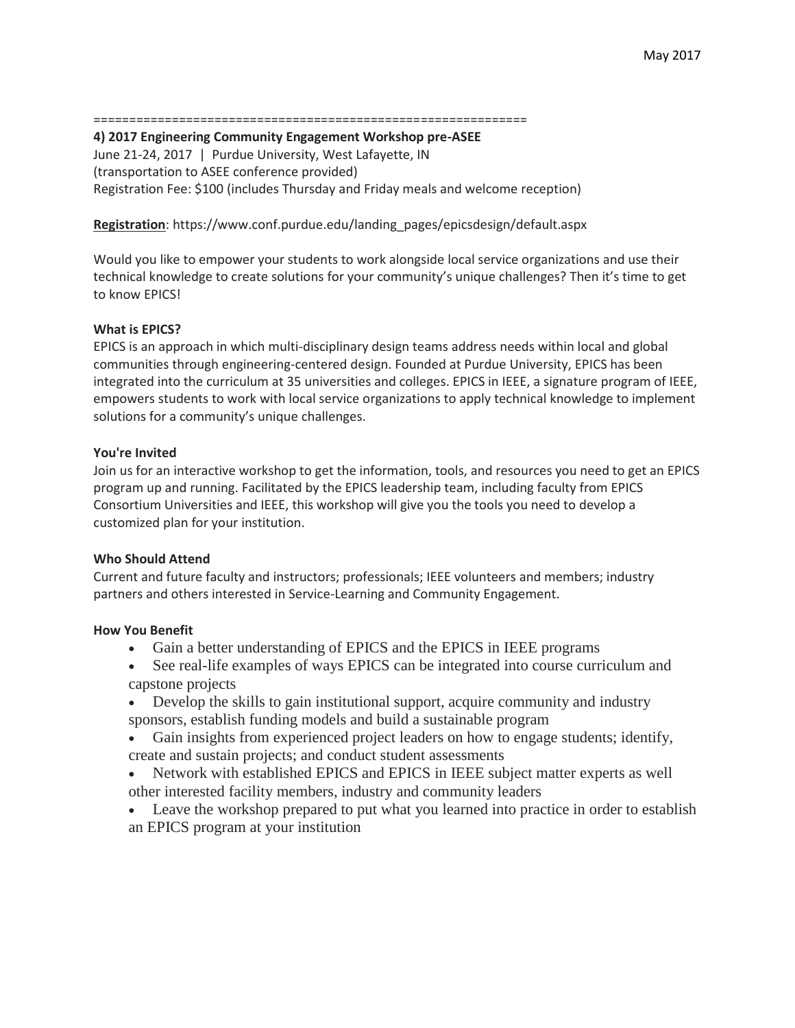==============================================================

**4) 2017 Engineering Community Engagement Workshop pre-ASEE**

June 21-24, 2017 | Purdue University, West Lafayette, IN

(transportation to ASEE conference provided)

Registration Fee: $100 (includes Thursday and Friday meals and welcome reception)

**Registration**: https://www.conf.purdue.edu/landing_pages/epicsdesign/default.aspx

Would you like to empower your students to work alongside local service organizations and use their technical knowledge to create solutions for your community's unique challenges? Then it's time to get to know EPICS!

**What is EPICS?**

EPICS is an approach in which multi-disciplinary design teams address needs within local and global communities through engineering-centered design. Founded at Purdue University, EPICS has been integrated into the curriculum at 35 universities and colleges. EPICS in IEEE, a signature program of IEEE, empowers students to work with local service organizations to apply technical knowledge to implement solutions for a community's unique challenges.

**You're Invited**

Join us for an interactive workshop to get the information, tools, and resources you need to get an EPICS program up and running. Facilitated by the EPICS leadership team, including faculty from EPICS Consortium Universities and IEEE, this workshop will give you the tools you need to develop a customized plan for your institution.

**Who Should Attend**

Current and future faculty and instructors; professionals; IEEE volunteers and members; industry partners and others interested in Service-Learning and Community Engagement.

**How You Benefit**

- Gain a better understanding of EPICS and the EPICS in IEEE programs
- See real-life examples of ways EPICS can be integrated into course curriculum and capstone projects
- Develop the skills to gain institutional support, acquire community and industry sponsors, establish funding models and build a sustainable program
- Gain insights from experienced project leaders on how to engage students; identify, create and sustain projects; and conduct student assessments
- Network with established EPICS and EPICS in IEEE subject matter experts as well other interested facility members, industry and community leaders
- Leave the workshop prepared to put what you learned into practice in order to establish an EPICS program at your institution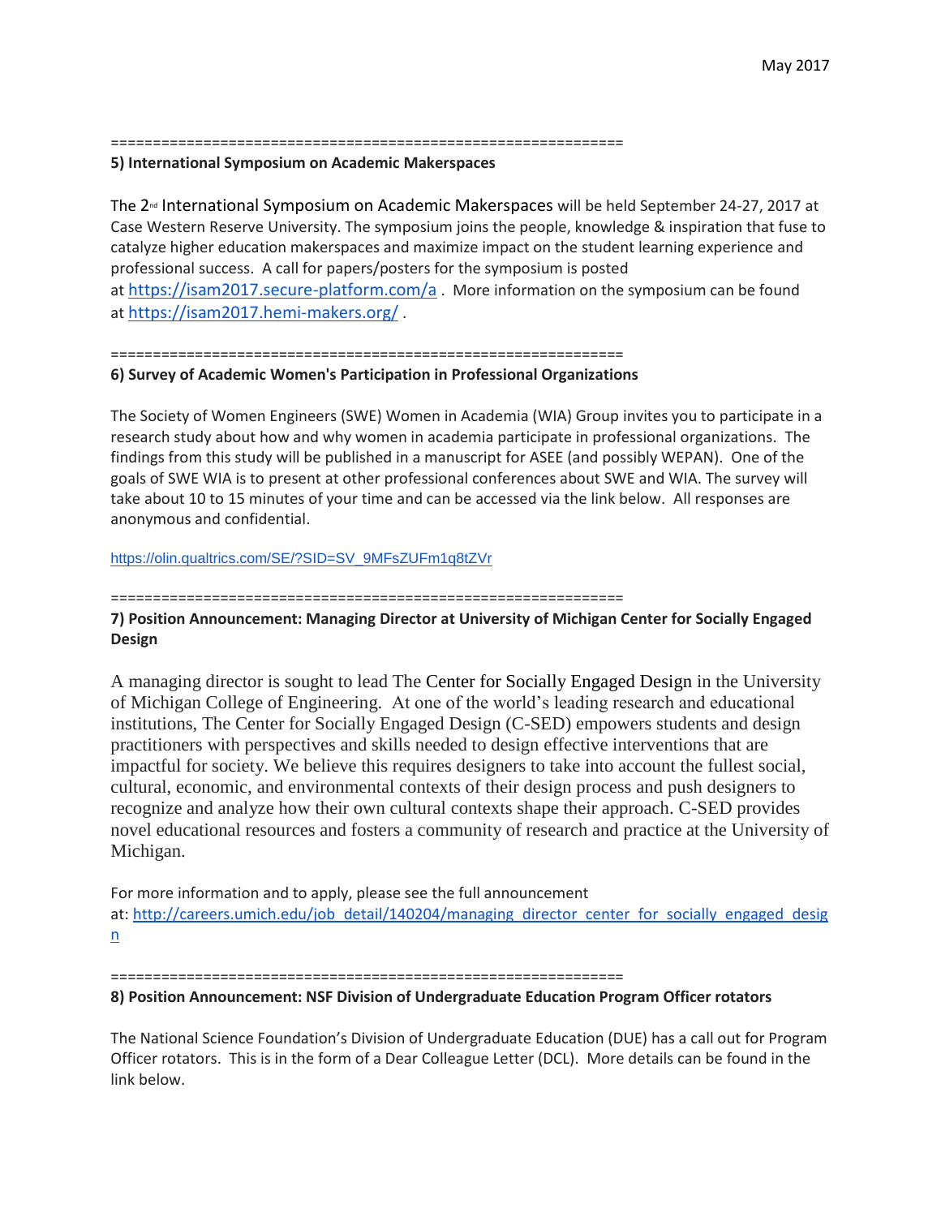==============================================================

**5) International Symposium on Academic Makerspaces**

The 2nd International Symposium on Academic Makerspaces will be held September 24-27, 2017 at Case Western Reserve University. The symposium joins the people, knowledge & inspiration that fuse to catalyze higher education makerspaces and maximize impact on the student learning experience and professional success. A call for papers/posters for the symposium is posted at https://isam2017.secure-platform.com/a . More information on the symposium can be found at https://isam2017.hemi-makers.org/ .

==============================================================

**6) Survey of Academic Women's Participation in Professional Organizations**

The Society of Women Engineers (SWE) Women in Academia (WIA) Group invites you to participate in a research study about how and why women in academia participate in professional organizations. The findings from this study will be published in a manuscript for ASEE (and possibly WEPAN). One of the goals of SWE WIA is to present at other professional conferences about SWE and WIA. The survey will take about 10 to 15 minutes of your time and can be accessed via the link below. All responses are anonymous and confidential.

https://olin.qualtrics.com/SE/?SID=SV_9MFsZUFm1q8tZVr

==============================================================

**7) Position Announcement: Managing Director at University of Michigan Center for Socially Engaged Design**

A managing director is sought to lead The Center for Socially Engaged Design in the University of Michigan College of Engineering. At one of the world's leading research and educational institutions, The Center for Socially Engaged Design (C-SED) empowers students and design practitioners with perspectives and skills needed to design effective interventions that are impactful for society. We believe this requires designers to take into account the fullest social, cultural, economic, and environmental contexts of their design process and push designers to recognize and analyze how their own cultural contexts shape their approach. C-SED provides novel educational resources and fosters a community of research and practice at the University of Michigan.

For more information and to apply, please see the full announcement at: http://careers.umich.edu/job_detail/140204/managing_director_center_for_socially_engaged_design

==============================================================

**8) Position Announcement: NSF Division of Undergraduate Education Program Officer rotators**

The National Science Foundation's Division of Undergraduate Education (DUE) has a call out for Program Officer rotators. This is in the form of a Dear Colleague Letter (DCL). More details can be found in the link below.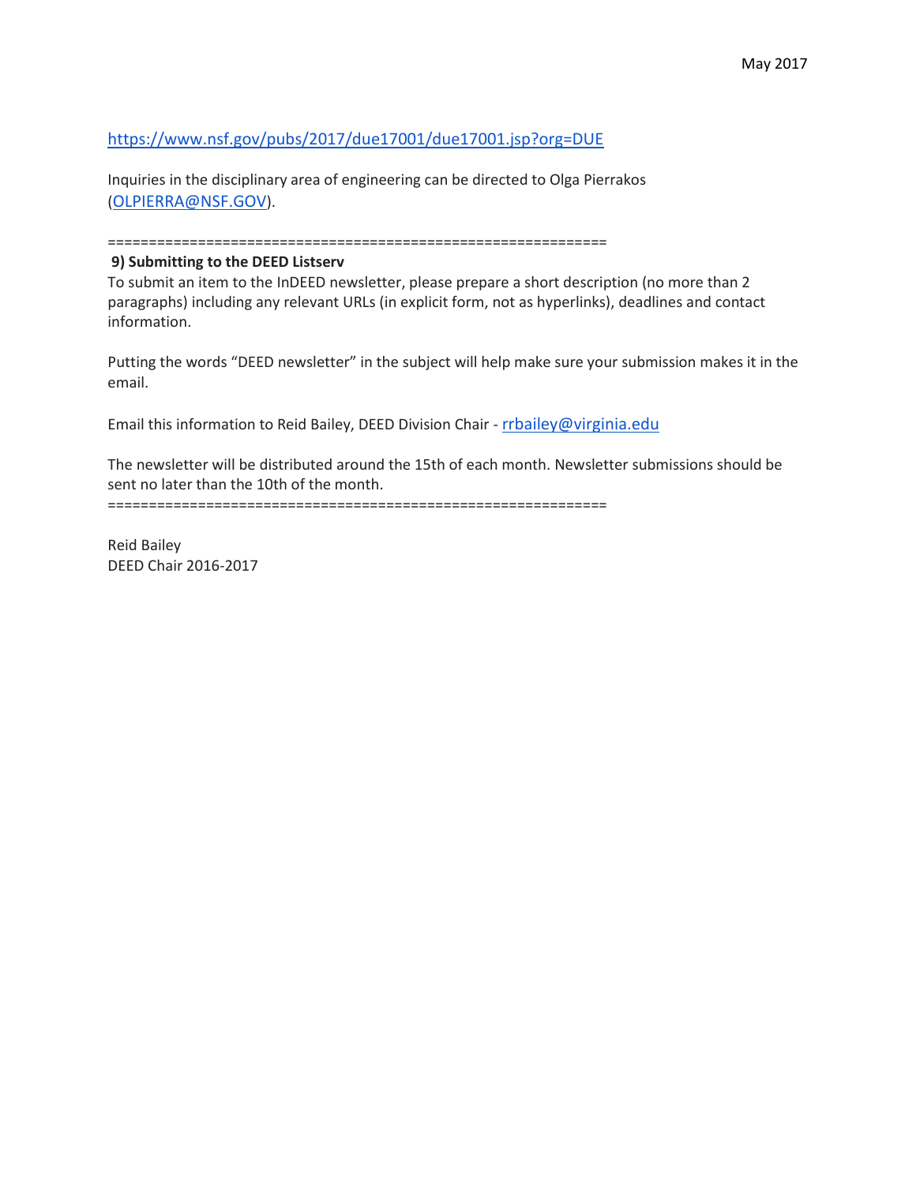https://www.nsf.gov/pubs/2017/due17001/due17001.jsp?org=DUE

Inquiries in the disciplinary area of engineering can be directed to Olga Pierrakos (OLPIERRA@NSF.GOV).

=============================================================

**9) Submitting to the DEED Listserv**

To submit an item to the InDEED newsletter, please prepare a short description (no more than 2 paragraphs) including any relevant URLs (in explicit form, not as hyperlinks), deadlines and contact information.

Putting the words "DEED newsletter" in the subject will help make sure your submission makes it in the email.

Email this information to Reid Bailey, DEED Division Chair - rrbailey@virginia.edu

The newsletter will be distributed around the 15th of each month. Newsletter submissions should be sent no later than the 10th of the month.

=============================================================

Reid Bailey
DEED Chair 2016-2017